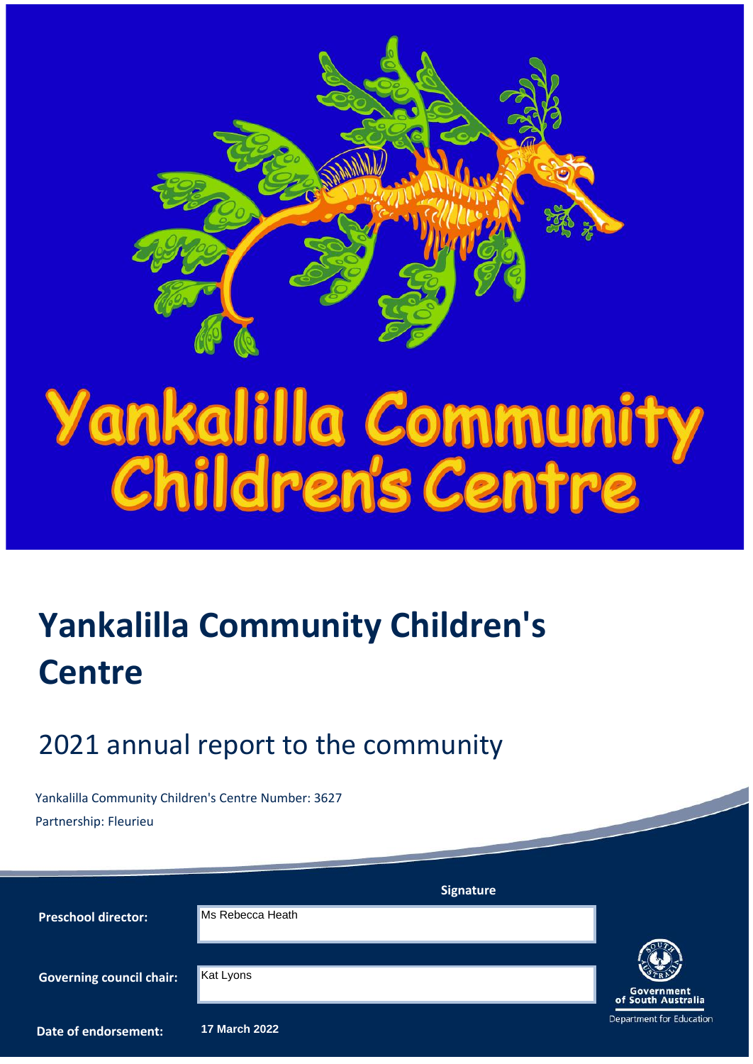Yankalilla Community Children's Centre

# Yankalilla Community Children's Centre

## 2021 annual report to the community

Yankalilla Community Children's Centre Number: 3627

Partnership: Fleurieu

| | Signature |
|---|---|
| **Preschool director:** | Ms Rebecca Heath |
| **Governing council chair:** | Kat Lyons |
| **Date of endorsement:** | **17 March 2022** |

Government of South Australia

Department for Education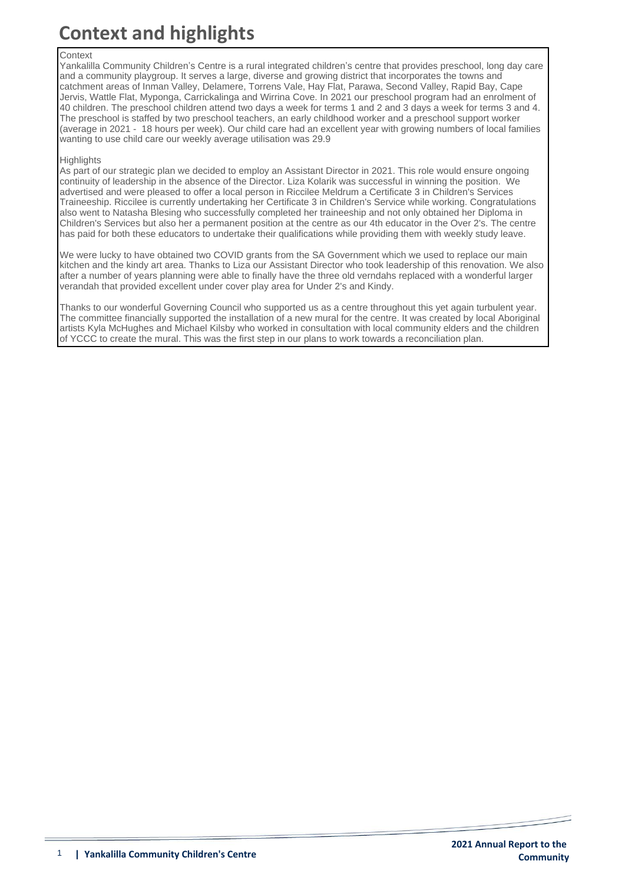# Context and highlights

Context

Yankalilla Community Children's Centre is a rural integrated children's centre that provides preschool, long day care and a community playgroup. It serves a large, diverse and growing district that incorporates the towns and catchment areas of Inman Valley, Delamere, Torrens Vale, Hay Flat, Parawa, Second Valley, Rapid Bay, Cape Jervis, Wattle Flat, Myponga, Carrickalinga and Wirrina Cove. In 2021 our preschool program had an enrolment of 40 children. The preschool children attend two days a week for terms 1 and 2 and 3 days a week for terms 3 and 4. The preschool is staffed by two preschool teachers, an early childhood worker and a preschool support worker (average in 2021 - 18 hours per week). Our child care had an excellent year with growing numbers of local families wanting to use child care our weekly average utilisation was 29.9

Highlights

As part of our strategic plan we decided to employ an Assistant Director in 2021. This role would ensure ongoing continuity of leadership in the absence of the Director. Liza Kolarik was successful in winning the position. We advertised and were pleased to offer a local person in Riccilee Meldrum a Certificate 3 in Children's Services Traineeship. Riccilee is currently undertaking her Certificate 3 in Children's Service while working. Congratulations also went to Natasha Blesing who successfully completed her traineeship and not only obtained her Diploma in Children's Services but also her a permanent position at the centre as our 4th educator in the Over 2's. The centre has paid for both these educators to undertake their qualifications while providing them with weekly study leave.

We were lucky to have obtained two COVID grants from the SA Government which we used to replace our main kitchen and the kindy art area. Thanks to Liza our Assistant Director who took leadership of this renovation. We also after a number of years planning were able to finally have the three old verndahs replaced with a wonderful larger verandah that provided excellent under cover play area for Under 2's and Kindy.

Thanks to our wonderful Governing Council who supported us as a centre throughout this yet again turbulent year. The committee financially supported the installation of a new mural for the centre. It was created by local Aboriginal artists Kyla McHughes and Michael Kilsby who worked in consultation with local community elders and the children of YCCC to create the mural. This was the first step in our plans to work towards a reconciliation plan.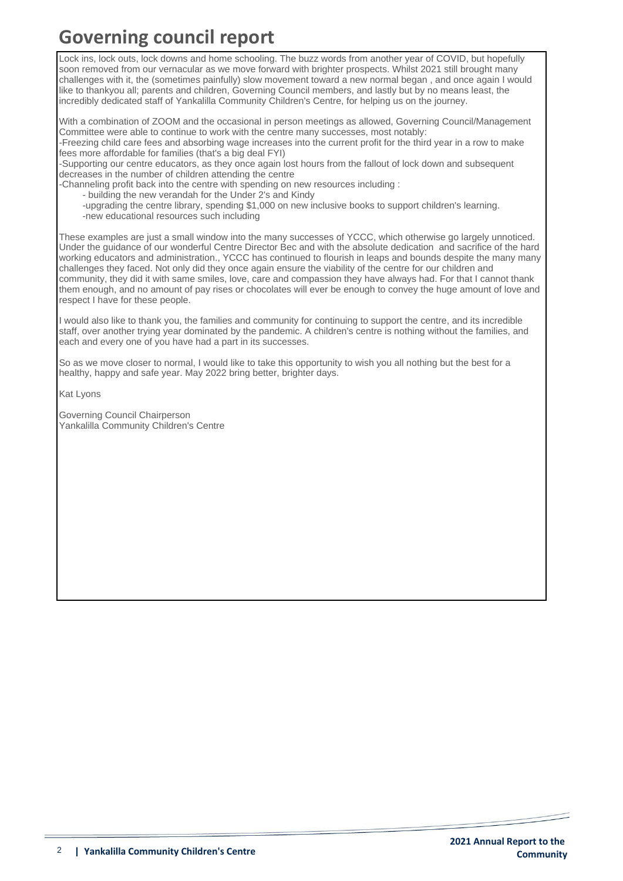# Governing council report

Lock ins, lock outs, lock downs and home schooling. The buzz words from another year of COVID, but hopefully soon removed from our vernacular as we move forward with brighter prospects. Whilst 2021 still brought many challenges with it, the (sometimes painfully) slow movement toward a new normal began , and once again I would like to thankyou all; parents and children, Governing Council members, and lastly but by no means least, the incredibly dedicated staff of Yankalilla Community Children's Centre, for helping us on the journey.

With a combination of ZOOM and the occasional in person meetings as allowed, Governing Council/Management Committee were able to continue to work with the centre many successes, most notably:

-Freezing child care fees and absorbing wage increases into the current profit for the third year in a row to make fees more affordable for families (that's a big deal FYI)

-Supporting our centre educators, as they once again lost hours from the fallout of lock down and subsequent decreases in the number of children attending the centre

-Channeling profit back into the centre with spending on new resources including :

- building the new verandah for the Under 2's and Kindy
- upgrading the centre library, spending $1,000 on new inclusive books to support children's learning.
- new educational resources such including

These examples are just a small window into the many successes of YCCC, which otherwise go largely unnoticed. Under the guidance of our wonderful Centre Director Bec and with the absolute dedication and sacrifice of the hard working educators and administration., YCCC has continued to flourish in leaps and bounds despite the many many challenges they faced. Not only did they once again ensure the viability of the centre for our children and community, they did it with same smiles, love, care and compassion they have always had. For that I cannot thank them enough, and no amount of pay rises or chocolates will ever be enough to convey the huge amount of love and respect I have for these people.

I would also like to thank you, the families and community for continuing to support the centre, and its incredible staff, over another trying year dominated by the pandemic. A children's centre is nothing without the families, and each and every one of you have had a part in its successes.

So as we move closer to normal, I would like to take this opportunity to wish you all nothing but the best for a healthy, happy and safe year. May 2022 bring better, brighter days.

Kat Lyons

Governing Council Chairperson
Yankalilla Community Children's Centre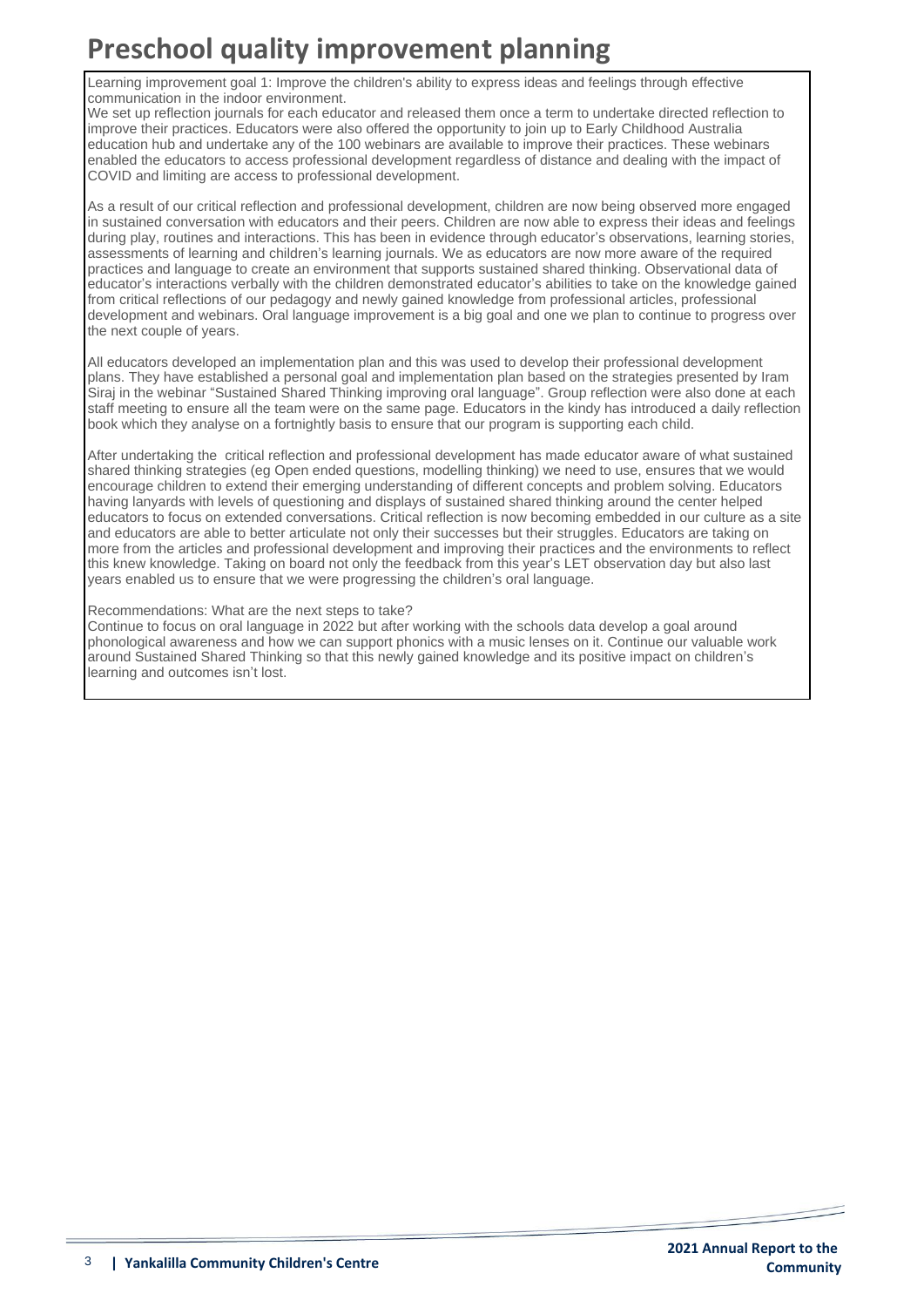# Preschool quality improvement planning

Learning improvement goal 1: Improve the children's ability to express ideas and feelings through effective communication in the indoor environment.
We set up reflection journals for each educator and released them once a term to undertake directed reflection to improve their practices. Educators were also offered the opportunity to join up to Early Childhood Australia education hub and undertake any of the 100 webinars are available to improve their practices. These webinars enabled the educators to access professional development regardless of distance and dealing with the impact of COVID and limiting are access to professional development.

As a result of our critical reflection and professional development, children are now being observed more engaged in sustained conversation with educators and their peers. Children are now able to express their ideas and feelings during play, routines and interactions. This has been in evidence through educator's observations, learning stories, assessments of learning and children's learning journals. We as educators are now more aware of the required practices and language to create an environment that supports sustained shared thinking. Observational data of educator's interactions verbally with the children demonstrated educator's abilities to take on the knowledge gained from critical reflections of our pedagogy and newly gained knowledge from professional articles, professional development and webinars. Oral language improvement is a big goal and one we plan to continue to progress over the next couple of years.

All educators developed an implementation plan and this was used to develop their professional development plans. They have established a personal goal and implementation plan based on the strategies presented by Iram Siraj in the webinar "Sustained Shared Thinking improving oral language". Group reflection were also done at each staff meeting to ensure all the team were on the same page. Educators in the kindy has introduced a daily reflection book which they analyse on a fortnightly basis to ensure that our program is supporting each child.

After undertaking the critical reflection and professional development has made educator aware of what sustained shared thinking strategies (eg Open ended questions, modelling thinking) we need to use, ensures that we would encourage children to extend their emerging understanding of different concepts and problem solving. Educators having lanyards with levels of questioning and displays of sustained shared thinking around the center helped educators to focus on extended conversations. Critical reflection is now becoming embedded in our culture as a site and educators are able to better articulate not only their successes but their struggles. Educators are taking on more from the articles and professional development and improving their practices and the environments to reflect this knew knowledge. Taking on board not only the feedback from this year's LET observation day but also last years enabled us to ensure that we were progressing the children's oral language.

Recommendations: What are the next steps to take?
Continue to focus on oral language in 2022 but after working with the schools data develop a goal around phonological awareness and how we can support phonics with a music lenses on it. Continue our valuable work around Sustained Shared Thinking so that this newly gained knowledge and its positive impact on children's learning and outcomes isn't lost.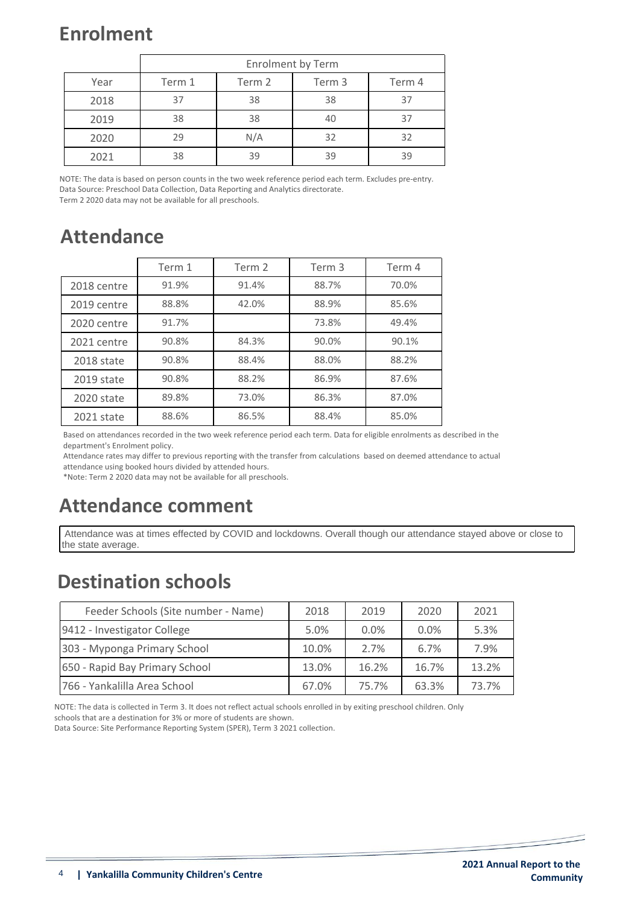## Enrolment

| | Enrolment by Term | | | |
|---|---|---|---|---|
| Year | Term 1 | Term 2 | Term 3 | Term 4 |
| 2018 | 37 | 38 | 38 | 37 |
| 2019 | 38 | 38 | 40 | 37 |
| 2020 | 29 | N/A | 32 | 32 |
| 2021 | 38 | 39 | 39 | 39 |

NOTE: The data is based on person counts in the two week reference period each term. Excludes pre-entry.
Data Source: Preschool Data Collection, Data Reporting and Analytics directorate.
Term 2 2020 data may not be available for all preschools.

## Attendance

| | Term 1 | Term 2 | Term 3 | Term 4 |
|---|---|---|---|---|
| 2018 centre | 91.9% | 91.4% | 88.7% | 70.0% |
| 2019 centre | 88.8% | 42.0% | 88.9% | 85.6% |
| 2020 centre | 91.7% | | 73.8% | 49.4% |
| 2021 centre | 90.8% | 84.3% | 90.0% | 90.1% |
| 2018 state | 90.8% | 88.4% | 88.0% | 88.2% |
| 2019 state | 90.8% | 88.2% | 86.9% | 87.6% |
| 2020 state | 89.8% | 73.0% | 86.3% | 87.0% |
| 2021 state | 88.6% | 86.5% | 88.4% | 85.0% |

Based on attendances recorded in the two week reference period each term. Data for eligible enrolments as described in the department's Enrolment policy.
Attendance rates may differ to previous reporting with the transfer from calculations based on deemed attendance to actual attendance using booked hours divided by attended hours.
*Note: Term 2 2020 data may not be available for all preschools.

## Attendance comment

Attendance was at times effected by COVID and lockdowns. Overall though our attendance stayed above or close to the state average.

## Destination schools

| Feeder Schools (Site number - Name) | 2018 | 2019 | 2020 | 2021 |
|---|---|---|---|---|
| 9412 - Investigator College | 5.0% | 0.0% | 0.0% | 5.3% |
| 303 - Myponga Primary School | 10.0% | 2.7% | 6.7% | 7.9% |
| 650 - Rapid Bay Primary School | 13.0% | 16.2% | 16.7% | 13.2% |
| 766 - Yankalilla Area School | 67.0% | 75.7% | 63.3% | 73.7% |

NOTE: The data is collected in Term 3. It does not reflect actual schools enrolled in by exiting preschool children. Only schools that are a destination for 3% or more of students are shown.
Data Source: Site Performance Reporting System (SPER), Term 3 2021 collection.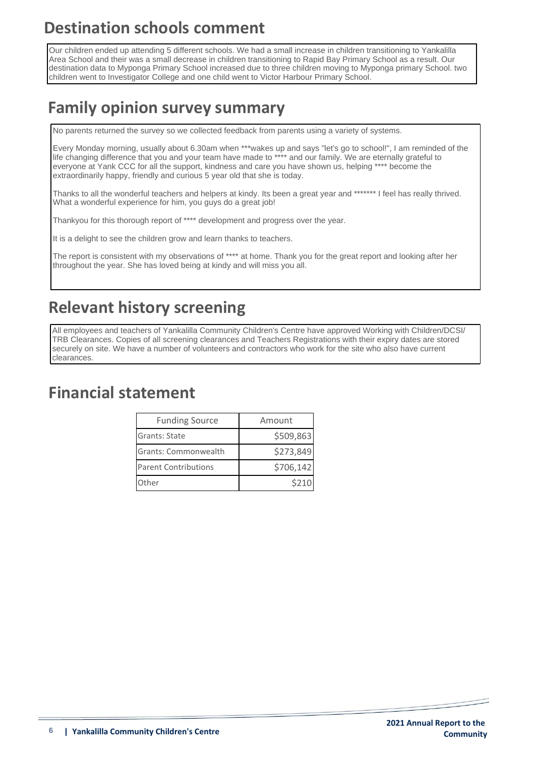## Destination schools comment

Our children ended up attending 5 different schools. We had a small increase in children transitioning to Yankalilla Area School and their was a small decrease in children transitioning to Rapid Bay Primary School as a result. Our destination data to Myponga Primary School increased due to three children moving to Myponga primary School. two children went to Investigator College and one child went to Victor Harbour Primary School.

## Family opinion survey summary

No parents returned the survey so we collected feedback from parents using a variety of systems.

Every Monday morning, usually about 6.30am when ***wakes up and says "let's go to school!", I am reminded of the life changing difference that you and your team have made to **** and our family. We are eternally grateful to everyone at Yank CCC for all the support, kindness and care you have shown us, helping **** become the extraordinarily happy, friendly and curious 5 year old that she is today.

Thanks to all the wonderful teachers and helpers at kindy. Its been a great year and ******* I feel has really thrived. What a wonderful experience for him, you guys do a great job!

Thankyou for this thorough report of **** development and progress over the year.

It is a delight to see the children grow and learn thanks to teachers.

The report is consistent with my observations of **** at home. Thank you for the great report and looking after her throughout the year. She has loved being at kindy and will miss you all.

## Relevant history screening

All employees and teachers of Yankalilla Community Children's Centre have approved Working with Children/DCSI/ TRB Clearances. Copies of all screening clearances and Teachers Registrations with their expiry dates are stored securely on site. We have a number of volunteers and contractors who work for the site who also have current clearances.

## Financial statement

| Funding Source | Amount |
|---|---|
| Grants: State | $509,863 |
| Grants: Commonwealth | $273,849 |
| Parent Contributions | $706,142 |
| Other | $210 |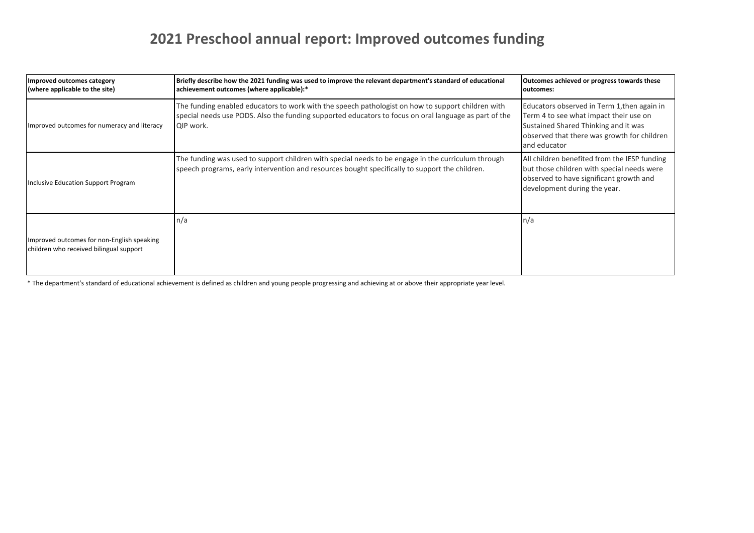# 2021 Preschool annual report: Improved outcomes funding

| Improved outcomes category (where applicable to the site) | Briefly describe how the 2021 funding was used to improve the relevant department's standard of educational achievement outcomes (where applicable):* | Outcomes achieved or progress towards these outcomes: |
|---|---|---|
| Improved outcomes for numeracy and literacy | The funding enabled educators to work with the speech pathologist on how to support children with special needs use PODS. Also the funding supported educators to focus on oral language as part of the QIP work. | Educators observed in Term 1,then again in Term 4 to see what impact their use on Sustained Shared Thinking and it was observed that there was growth for children and educator |
| Inclusive Education Support Program | The funding was used to support children with special needs to be engage in the curriculum through speech programs, early intervention and resources bought specifically to support the children. | All children benefited from the IESP funding but those children with special needs were observed to have significant growth and development during the year. |
| Improved outcomes for non-English speaking children who received bilingual support | n/a | n/a |

* The department's standard of educational achievement is defined as children and young people progressing and achieving at or above their appropriate year level.